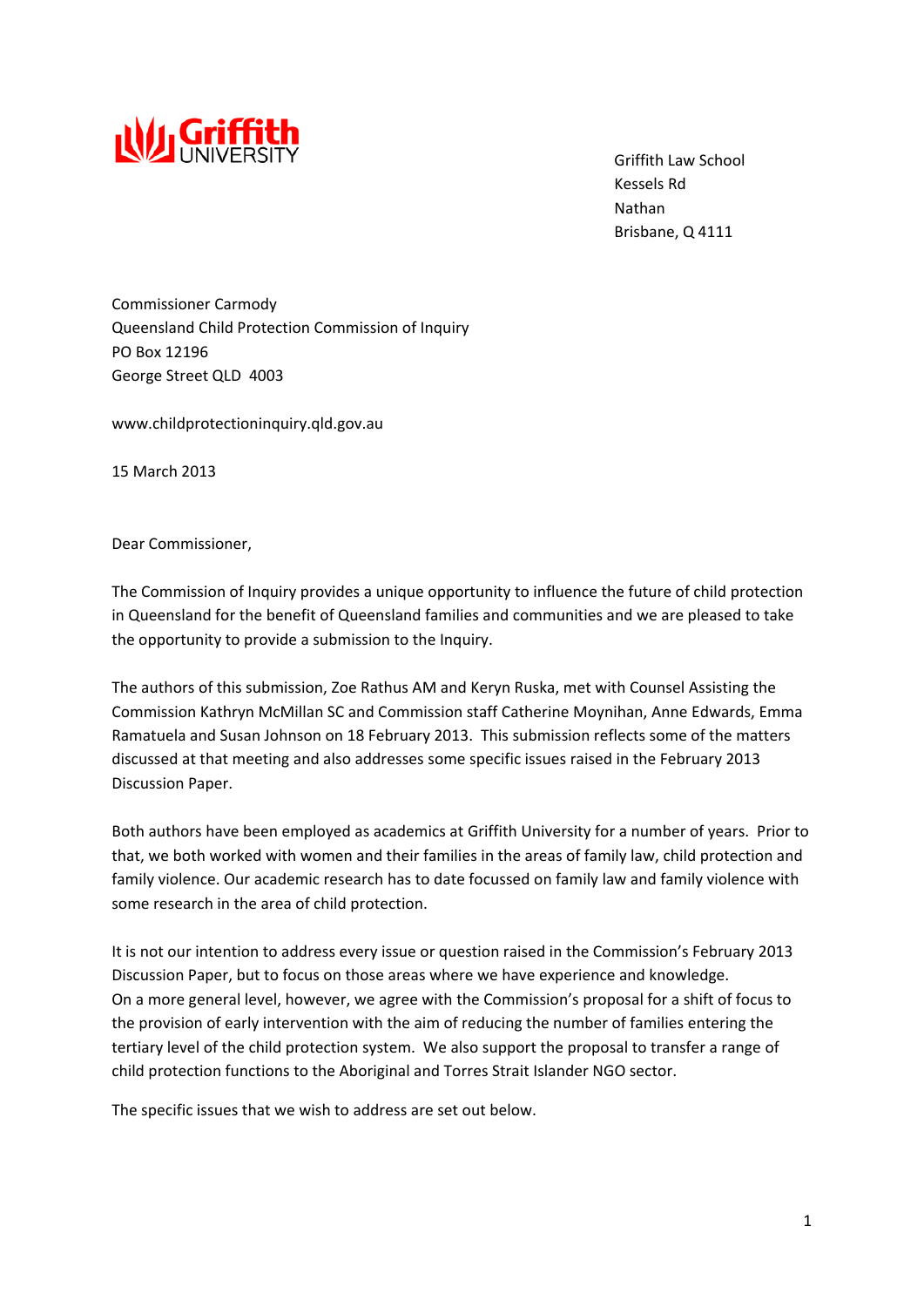Griffith UNIVERSITY

Griffith Law School
Kessels Rd
Nathan
Brisbane, Q 4111

Commissioner Carmody
Queensland Child Protection Commission of Inquiry
PO Box 12196
George Street QLD 4003

www.childprotectioninquiry.qld.gov.au

15 March 2013

Dear Commissioner,

The Commission of Inquiry provides a unique opportunity to influence the future of child protection in Queensland for the benefit of Queensland families and communities and we are pleased to take the opportunity to provide a submission to the Inquiry.

The authors of this submission, Zoe Rathus AM and Keryn Ruska, met with Counsel Assisting the Commission Kathryn McMillan SC and Commission staff Catherine Moynihan, Anne Edwards, Emma Ramatuela and Susan Johnson on 18 February 2013. This submission reflects some of the matters discussed at that meeting and also addresses some specific issues raised in the February 2013 Discussion Paper.

Both authors have been employed as academics at Griffith University for a number of years. Prior to that, we both worked with women and their families in the areas of family law, child protection and family violence. Our academic research has to date focussed on family law and family violence with some research in the area of child protection.

It is not our intention to address every issue or question raised in the Commission's February 2013 Discussion Paper, but to focus on those areas where we have experience and knowledge. On a more general level, however, we agree with the Commission's proposal for a shift of focus to the provision of early intervention with the aim of reducing the number of families entering the tertiary level of the child protection system. We also support the proposal to transfer a range of child protection functions to the Aboriginal and Torres Strait Islander NGO sector.

The specific issues that we wish to address are set out below.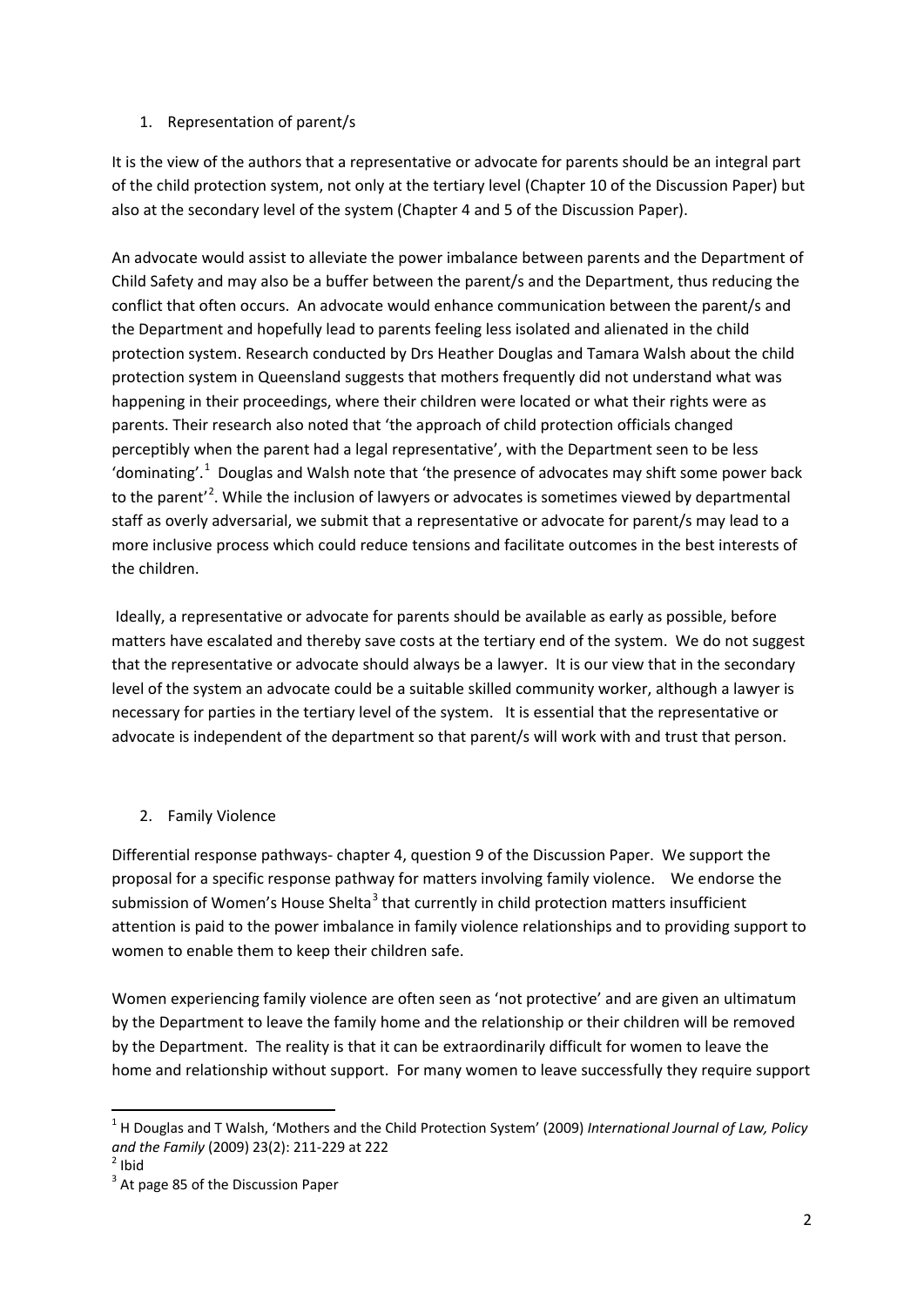1. Representation of parent/s

It is the view of the authors that a representative or advocate for parents should be an integral part of the child protection system, not only at the tertiary level (Chapter 10 of the Discussion Paper) but also at the secondary level of the system (Chapter 4 and 5 of the Discussion Paper).

An advocate would assist to alleviate the power imbalance between parents and the Department of Child Safety and may also be a buffer between the parent/s and the Department, thus reducing the conflict that often occurs. An advocate would enhance communication between the parent/s and the Department and hopefully lead to parents feeling less isolated and alienated in the child protection system. Research conducted by Drs Heather Douglas and Tamara Walsh about the child protection system in Queensland suggests that mothers frequently did not understand what was happening in their proceedings, where their children were located or what their rights were as parents. Their research also noted that 'the approach of child protection officials changed perceptibly when the parent had a legal representative', with the Department seen to be less 'dominating'.[1] Douglas and Walsh note that 'the presence of advocates may shift some power back to the parent'[2]. While the inclusion of lawyers or advocates is sometimes viewed by departmental staff as overly adversarial, we submit that a representative or advocate for parent/s may lead to a more inclusive process which could reduce tensions and facilitate outcomes in the best interests of the children.

Ideally, a representative or advocate for parents should be available as early as possible, before matters have escalated and thereby save costs at the tertiary end of the system. We do not suggest that the representative or advocate should always be a lawyer. It is our view that in the secondary level of the system an advocate could be a suitable skilled community worker, although a lawyer is necessary for parties in the tertiary level of the system. It is essential that the representative or advocate is independent of the department so that parent/s will work with and trust that person.

2. Family Violence

Differential response pathways- chapter 4, question 9 of the Discussion Paper. We support the proposal for a specific response pathway for matters involving family violence. We endorse the submission of Women's House Shelta[3] that currently in child protection matters insufficient attention is paid to the power imbalance in family violence relationships and to providing support to women to enable them to keep their children safe.

Women experiencing family violence are often seen as 'not protective' and are given an ultimatum by the Department to leave the family home and the relationship or their children will be removed by the Department. The reality is that it can be extraordinarily difficult for women to leave the home and relationship without support. For many women to leave successfully they require support

---

[1] H Douglas and T Walsh, 'Mothers and the Child Protection System' (2009) *International Journal of Law, Policy and the Family* (2009) 23(2): 211-229 at 222

[2] Ibid

[3] At page 85 of the Discussion Paper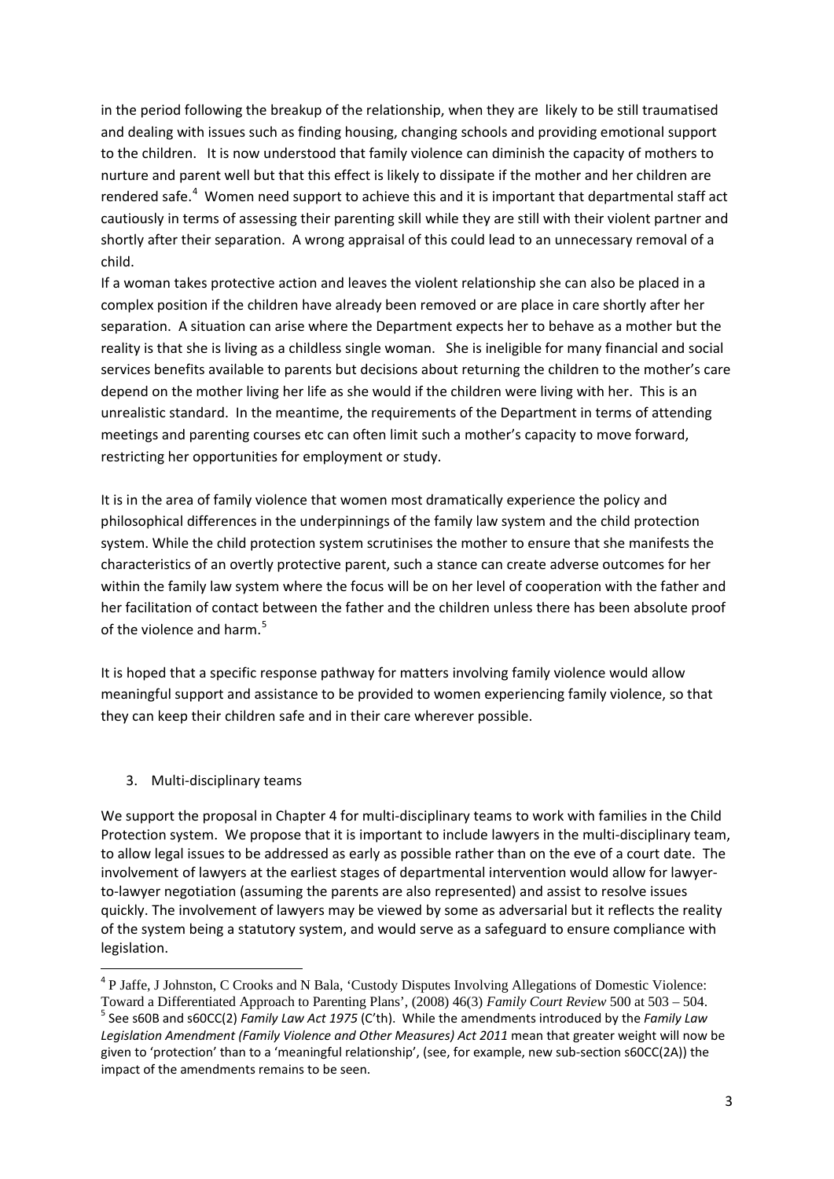in the period following the breakup of the relationship, when they are likely to be still traumatised and dealing with issues such as finding housing, changing schools and providing emotional support to the children. It is now understood that family violence can diminish the capacity of mothers to nurture and parent well but that this effect is likely to dissipate if the mother and her children are rendered safe.[4] Women need support to achieve this and it is important that departmental staff act cautiously in terms of assessing their parenting skill while they are still with their violent partner and shortly after their separation. A wrong appraisal of this could lead to an unnecessary removal of a child.

If a woman takes protective action and leaves the violent relationship she can also be placed in a complex position if the children have already been removed or are place in care shortly after her separation. A situation can arise where the Department expects her to behave as a mother but the reality is that she is living as a childless single woman. She is ineligible for many financial and social services benefits available to parents but decisions about returning the children to the mother's care depend on the mother living her life as she would if the children were living with her. This is an unrealistic standard. In the meantime, the requirements of the Department in terms of attending meetings and parenting courses etc can often limit such a mother's capacity to move forward, restricting her opportunities for employment or study.

It is in the area of family violence that women most dramatically experience the policy and philosophical differences in the underpinnings of the family law system and the child protection system. While the child protection system scrutinises the mother to ensure that she manifests the characteristics of an overtly protective parent, such a stance can create adverse outcomes for her within the family law system where the focus will be on her level of cooperation with the father and her facilitation of contact between the father and the children unless there has been absolute proof of the violence and harm.[5]

It is hoped that a specific response pathway for matters involving family violence would allow meaningful support and assistance to be provided to women experiencing family violence, so that they can keep their children safe and in their care wherever possible.

3. Multi-disciplinary teams

We support the proposal in Chapter 4 for multi-disciplinary teams to work with families in the Child Protection system. We propose that it is important to include lawyers in the multi-disciplinary team, to allow legal issues to be addressed as early as possible rather than on the eve of a court date. The involvement of lawyers at the earliest stages of departmental intervention would allow for lawyer-to-lawyer negotiation (assuming the parents are also represented) and assist to resolve issues quickly. The involvement of lawyers may be viewed by some as adversarial but it reflects the reality of the system being a statutory system, and would serve as a safeguard to ensure compliance with legislation.

---

[4] P Jaffe, J Johnston, C Crooks and N Bala, 'Custody Disputes Involving Allegations of Domestic Violence: Toward a Differentiated Approach to Parenting Plans', (2008) 46(3) *Family Court Review* 500 at 503 – 504.

[5] See s60B and s60CC(2) *Family Law Act 1975* (C'th). While the amendments introduced by the *Family Law Legislation Amendment (Family Violence and Other Measures) Act 2011* mean that greater weight will now be given to 'protection' than to a 'meaningful relationship', (see, for example, new sub-section s60CC(2A)) the impact of the amendments remains to be seen.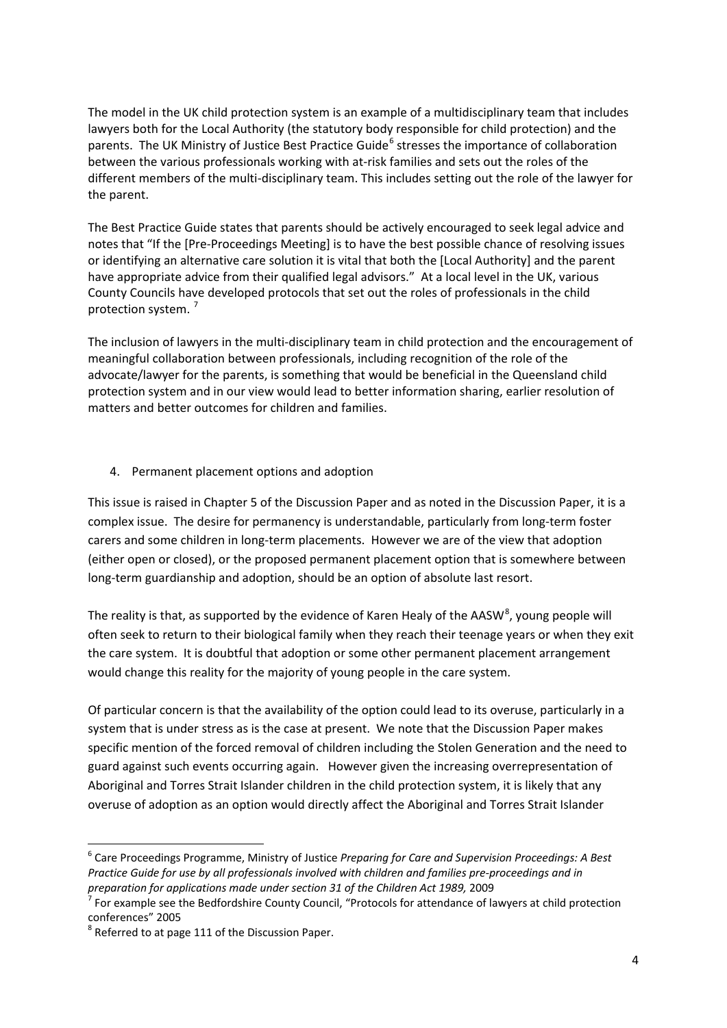The model in the UK child protection system is an example of a multidisciplinary team that includes lawyers both for the Local Authority (the statutory body responsible for child protection) and the parents. The UK Ministry of Justice Best Practice Guide[6] stresses the importance of collaboration between the various professionals working with at-risk families and sets out the roles of the different members of the multi-disciplinary team. This includes setting out the role of the lawyer for the parent.

The Best Practice Guide states that parents should be actively encouraged to seek legal advice and notes that "If the [Pre-Proceedings Meeting] is to have the best possible chance of resolving issues or identifying an alternative care solution it is vital that both the [Local Authority] and the parent have appropriate advice from their qualified legal advisors." At a local level in the UK, various County Councils have developed protocols that set out the roles of professionals in the child protection system. [7]

The inclusion of lawyers in the multi-disciplinary team in child protection and the encouragement of meaningful collaboration between professionals, including recognition of the role of the advocate/lawyer for the parents, is something that would be beneficial in the Queensland child protection system and in our view would lead to better information sharing, earlier resolution of matters and better outcomes for children and families.

4. Permanent placement options and adoption

This issue is raised in Chapter 5 of the Discussion Paper and as noted in the Discussion Paper, it is a complex issue. The desire for permanency is understandable, particularly from long-term foster carers and some children in long-term placements. However we are of the view that adoption (either open or closed), or the proposed permanent placement option that is somewhere between long-term guardianship and adoption, should be an option of absolute last resort.

The reality is that, as supported by the evidence of Karen Healy of the AASW[8], young people will often seek to return to their biological family when they reach their teenage years or when they exit the care system. It is doubtful that adoption or some other permanent placement arrangement would change this reality for the majority of young people in the care system.

Of particular concern is that the availability of the option could lead to its overuse, particularly in a system that is under stress as is the case at present. We note that the Discussion Paper makes specific mention of the forced removal of children including the Stolen Generation and the need to guard against such events occurring again. However given the increasing overrepresentation of Aboriginal and Torres Strait Islander children in the child protection system, it is likely that any overuse of adoption as an option would directly affect the Aboriginal and Torres Strait Islander

---

[6] Care Proceedings Programme, Ministry of Justice *Preparing for Care and Supervision Proceedings: A Best Practice Guide for use by all professionals involved with children and families pre-proceedings and in preparation for applications made under section 31 of the Children Act 1989,* 2009

[7] For example see the Bedfordshire County Council, "Protocols for attendance of lawyers at child protection conferences" 2005

[8] Referred to at page 111 of the Discussion Paper.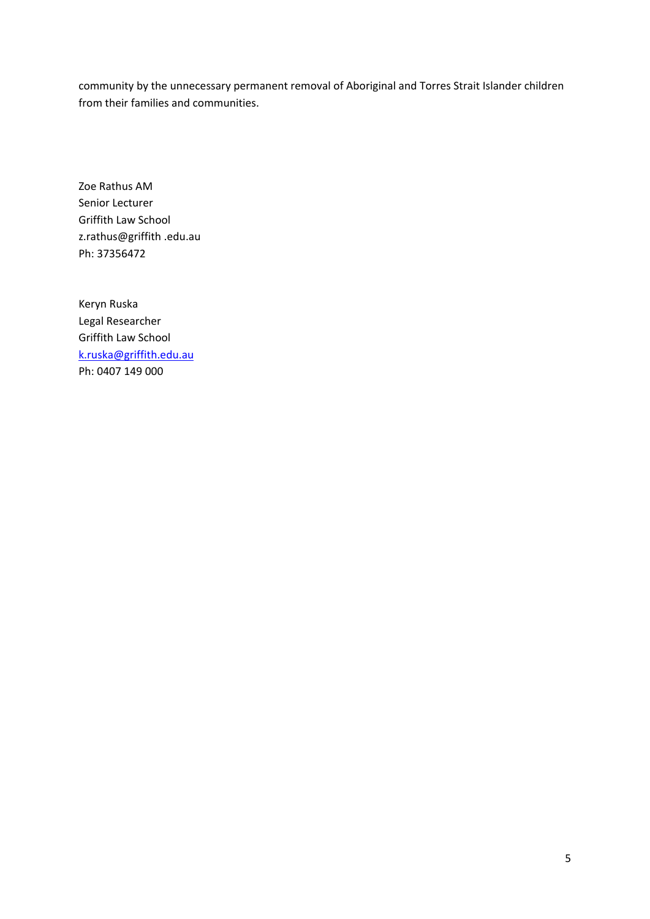community by the unnecessary permanent removal of Aboriginal and Torres Strait Islander children from their families and communities.

Zoe Rathus AM  
Senior Lecturer  
Griffith Law School  
z.rathus@griffith .edu.au  
Ph: 37356472

Keryn Ruska  
Legal Researcher  
Griffith Law School  
k.ruska@griffith.edu.au  
Ph: 0407 149 000